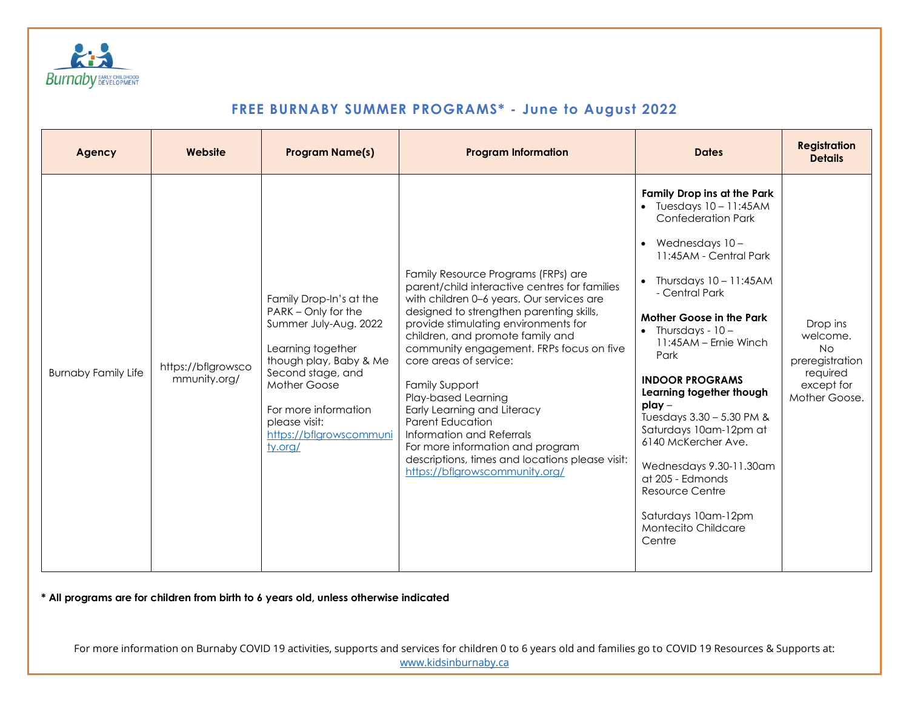# FREE BURNABY SUMMER PROGRAMS* - June to August 2022

| Agency | Website | Program Name(s) | Program Information | Dates | Registration Details |
|---|---|---|---|---|---|
| Burnaby Family Life | https://bflgrowscommunity.org/ | Family Drop-In's at the PARK – Only for the Summer July-Aug. 2022<br><br>Learning together though play, Baby & Me Second stage, and Mother Goose<br><br>For more information please visit: [https://bflgrowscommunity.org/](https://bflgrowscommunity.org/) | Family Resource Programs (FRPs) are parent/child interactive centres for families with children 0–6 years. Our services are designed to strengthen parenting skills, provide stimulating environments for children, and promote family and community engagement. FRPs focus on five core areas of service:<br><br>Family Support<br>Play-based Learning<br>Early Learning and Literacy<br>Parent Education<br>Information and Referrals<br>For more information and program descriptions, times and locations please visit: [https://bflgrowscommunity.org/](https://bflgrowscommunity.org/) | **Family Drop ins at the Park**<br>• Tuesdays 10 – 11:45AM Confederation Park<br>• Wednesdays 10 – 11:45AM - Central Park<br>• Thursdays 10 – 11:45AM - Central Park<br><br>**Mother Goose in the Park**<br>• Thursdays - 10 – 11:45AM – Ernie Winch Park<br><br>**INDOOR PROGRAMS**<br>**Learning together though play** –<br>Tuesdays 3.30 – 5.30 PM & Saturdays 10am-12pm at 6140 McKercher Ave.<br><br>Wednesdays 9.30-11.30am at 205 - Edmonds Resource Centre<br><br>Saturdays 10am-12pm Montecito Childcare Centre | Drop ins welcome. No preregistration required except for Mother Goose. |

**\* All programs are for children from birth to 6 years old, unless otherwise indicated**

For more information on Burnaby COVID 19 activities, supports and services for children 0 to 6 years old and families go to COVID 19 Resources & Supports at: [www.kidsinburnaby.ca](http://www.kidsinburnaby.ca)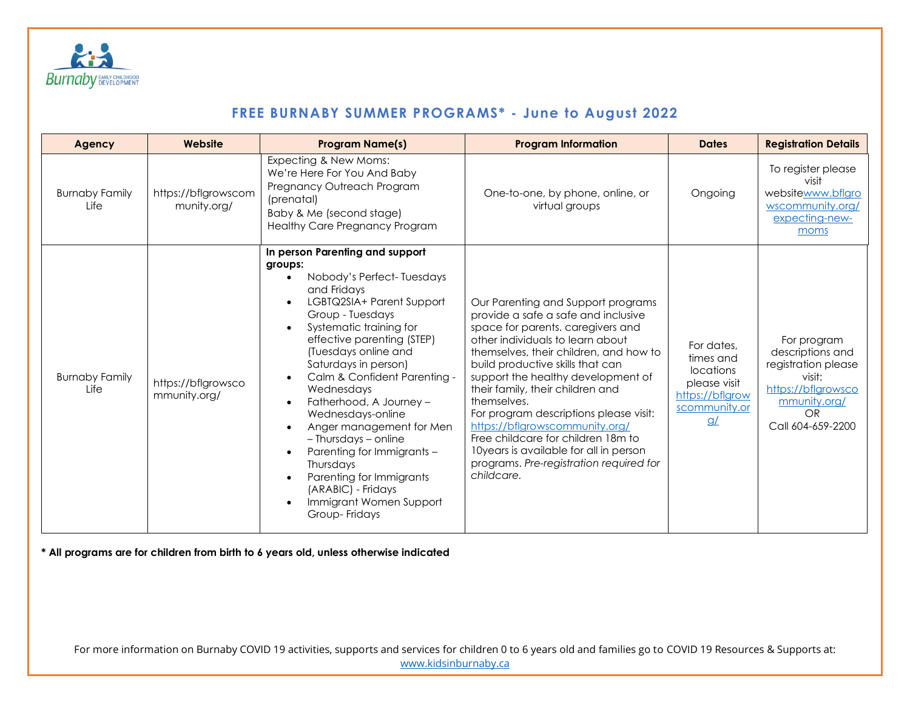## FREE BURNABY SUMMER PROGRAMS* - June to August 2022

| Agency | Website | Program Name(s) | Program Information | Dates | Registration Details |
|---|---|---|---|---|---|
| Burnaby Family Life | https://bflgrowscommunity.org/ | Expecting & New Moms:<br>We're Here For You And Baby<br>Pregnancy Outreach Program (prenatal)<br>Baby & Me (second stage)<br>Healthy Care Pregnancy Program | One-to-one, by phone, online, or virtual groups | Ongoing | To register please visit websitewww.bflgrowscommunity.org/expecting-new-moms |
| Burnaby Family Life | https://bflgrowscommunity.org/ | **In person Parenting and support groups:**<br>• Nobody's Perfect- Tuesdays and Fridays<br>• LGBTQ2SIA+ Parent Support Group - Tuesdays<br>• Systematic training for effective parenting (STEP) (Tuesdays online and Saturdays in person)<br>• Calm & Confident Parenting - Wednesdays<br>• Fatherhood, A Journey – Wednesdays-online<br>• Anger management for Men – Thursdays – online<br>• Parenting for Immigrants – Thursdays<br>• Parenting for Immigrants (ARABIC) - Fridays<br>• Immigrant Women Support Group- Fridays | Our Parenting and Support programs provide a safe a safe and inclusive space for parents. caregivers and other individuals to learn about themselves, their children, and how to build productive skills that can support the healthy development of their family, their children and themselves.<br>For program descriptions please visit: https://bflgrowscommunity.org/<br>Free childcare for children 18m to 10years is available for all in person programs. *Pre-registration required for childcare.* | For dates, times and locations please visit https://bflgrowscommunity.org/ | For program descriptions and registration please visit: https://bflgrowscommunity.org/<br>OR<br>Call 604-659-2200 |

**\* All programs are for children from birth to 6 years old, unless otherwise indicated**

For more information on Burnaby COVID 19 activities, supports and services for children 0 to 6 years old and families go to COVID 19 Resources & Supports at: www.kidsinburnaby.ca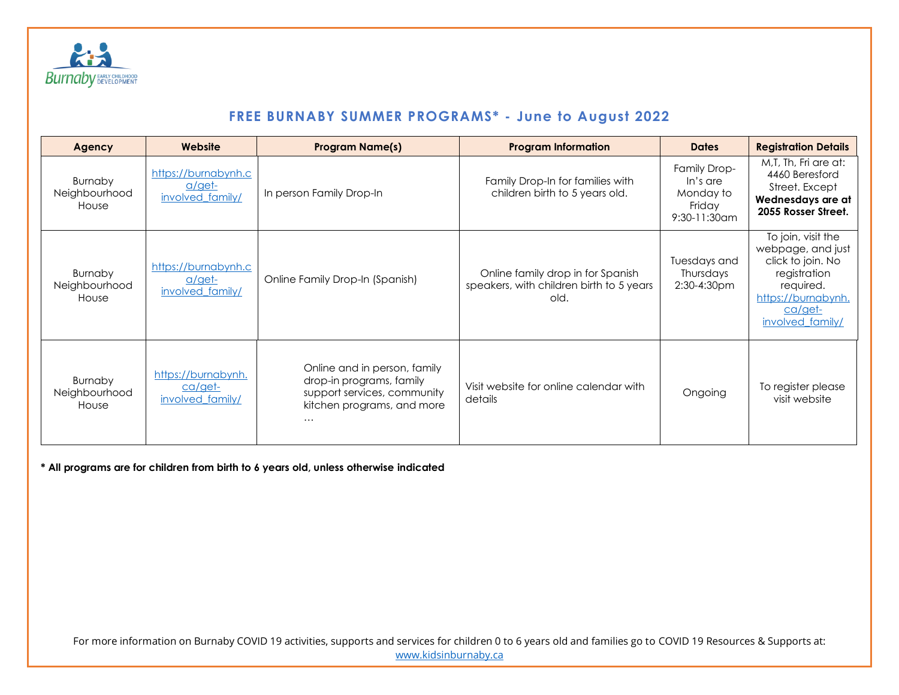## FREE BURNABY SUMMER PROGRAMS* - June to August 2022

| Agency | Website | Program Name(s) | Program Information | Dates | Registration Details |
|---|---|---|---|---|---|
| Burnaby Neighbourhood House | https://burnabynh.ca/get-involved_family/ | In person Family Drop-In | Family Drop-In for families with children birth to 5 years old. | Family Drop-In's are Monday to Friday 9:30-11:30am | M,T, Th, Fri are at: 4460 Beresford Street. Except **Wednesdays are at 2055 Rosser Street.** |
| Burnaby Neighbourhood House | https://burnabynh.ca/get-involved_family/ | Online Family Drop-In (Spanish) | Online family drop in for Spanish speakers, with children birth to 5 years old. | Tuesdays and Thursdays 2:30-4:30pm | To join, visit the webpage, and just click to join. No registration required. https://burnabynh.ca/get-involved_family/ |
| Burnaby Neighbourhood House | https://burnabynh.ca/get-involved_family/ | Online and in person, family drop-in programs, family support services, community kitchen programs, and more … | Visit website for online calendar with details | Ongoing | To register please visit website |

**\* All programs are for children from birth to 6 years old, unless otherwise indicated**

For more information on Burnaby COVID 19 activities, supports and services for children 0 to 6 years old and families go to COVID 19 Resources & Supports at: www.kidsinburnaby.ca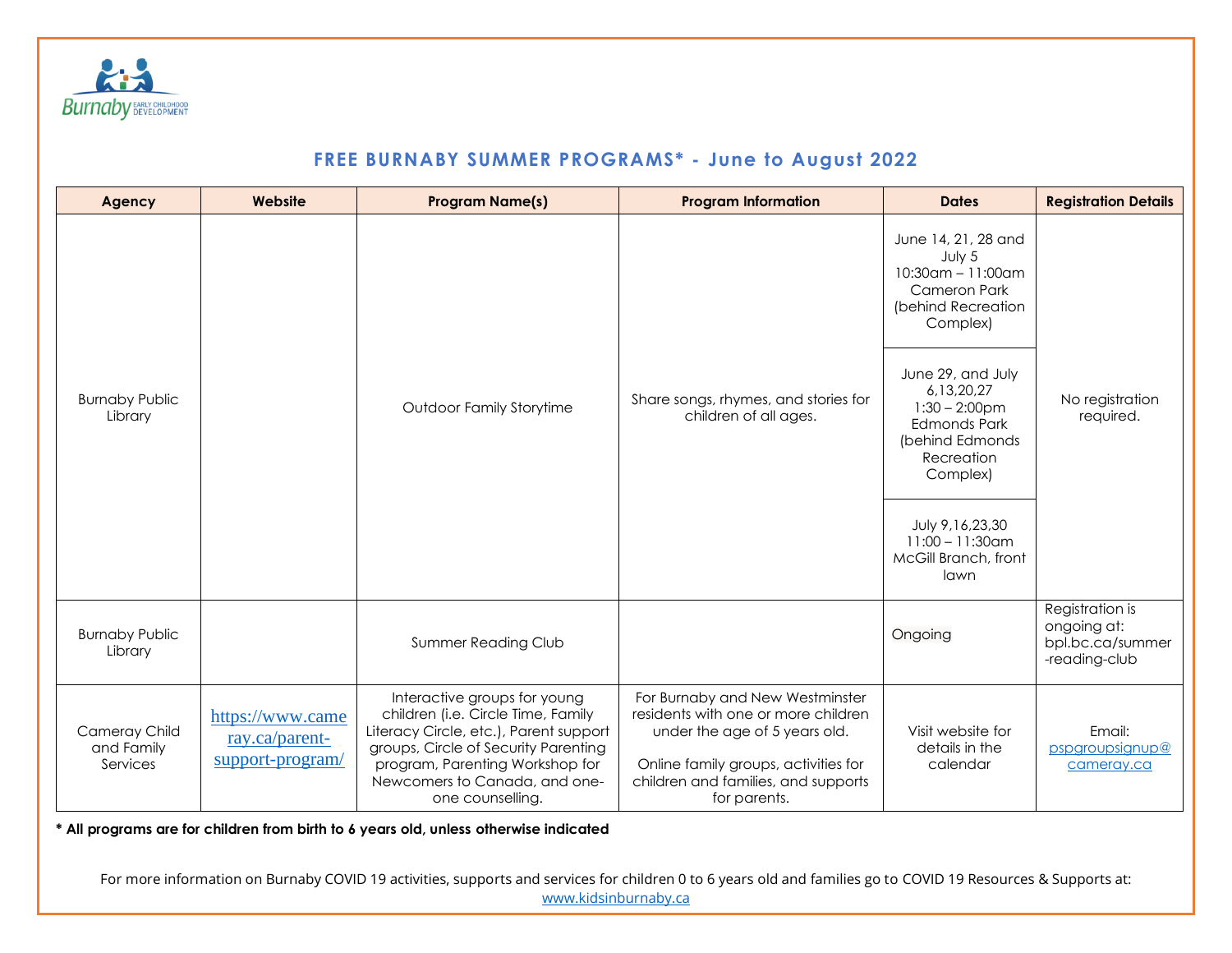## FREE BURNABY SUMMER PROGRAMS* - June to August 2022

| Agency | Website | Program Name(s) | Program Information | Dates | Registration Details |
|---|---|---|---|---|---|
| Burnaby Public Library | | Outdoor Family Storytime | Share songs, rhymes, and stories for children of all ages. | June 14, 21, 28 and July 5<br>10:30am – 11:00am<br>Cameron Park (behind Recreation Complex) | No registration required. |
| | | | | June 29, and July 6,13,20,27<br>1:30 – 2:00pm<br>Edmonds Park (behind Edmonds Recreation Complex) | |
| | | | | July 9,16,23,30<br>11:00 – 11:30am<br>McGill Branch, front lawn | |
| Burnaby Public Library | | Summer Reading Club | | Ongoing | Registration is ongoing at: bpl.bc.ca/summer-reading-club |
| Cameray Child and Family Services | https://www.cameray.ca/parent-support-program/ | Interactive groups for young children (i.e. Circle Time, Family Literacy Circle, etc.), Parent support groups, Circle of Security Parenting program, Parenting Workshop for Newcomers to Canada, and one-one counselling. | For Burnaby and New Westminster residents with one or more children under the age of 5 years old.<br><br>Online family groups, activities for children and families, and supports for parents. | Visit website for details in the calendar | Email: pspgroupsignup@cameray.ca |

**\* All programs are for children from birth to 6 years old, unless otherwise indicated**

For more information on Burnaby COVID 19 activities, supports and services for children 0 to 6 years old and families go to COVID 19 Resources & Supports at: www.kidsinburnaby.ca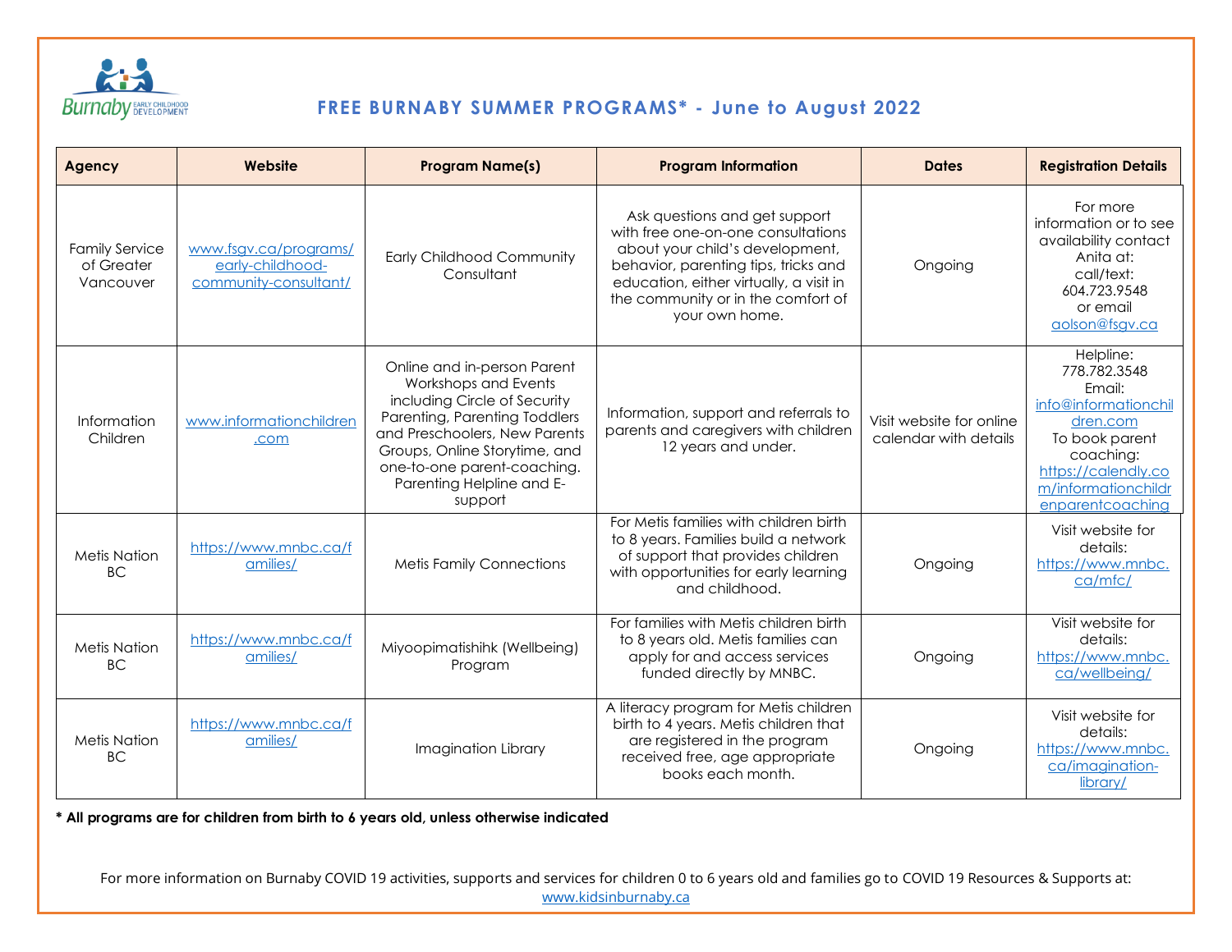# FREE BURNABY SUMMER PROGRAMS* - June to August 2022

| Agency | Website | Program Name(s) | Program Information | Dates | Registration Details |
|---|---|---|---|---|---|
| Family Service of Greater Vancouver | www.fsgv.ca/programs/early-childhood-community-consultant/ | Early Childhood Community Consultant | Ask questions and get support with free one-on-one consultations about your child's development, behavior, parenting tips, tricks and education, either virtually, a visit in the community or in the comfort of your own home. | Ongoing | For more information or to see availability contact Anita at: call/text: 604.723.9548 or email aolson@fsgv.ca |
| Information Children | www.informationchildren.com | Online and in-person Parent Workshops and Events including Circle of Security Parenting, Parenting Toddlers and Preschoolers, New Parents Groups, Online Storytime, and one-to-one parent-coaching. Parenting Helpline and E-support | Information, support and referrals to parents and caregivers with children 12 years and under. | Visit website for online calendar with details | Helpline: 778.782.3548 Email: info@informationchildren.com To book parent coaching: https://calendly.com/informationchildrenparentcoaching |
| Metis Nation BC | https://www.mnbc.ca/families/ | Metis Family Connections | For Metis families with children birth to 8 years. Families build a network of support that provides children with opportunities for early learning and childhood. | Ongoing | Visit website for details: https://www.mnbc.ca/mfc/ |
| Metis Nation BC | https://www.mnbc.ca/families/ | Miyoopimatishihk (Wellbeing) Program | For families with Metis children birth to 8 years old. Metis families can apply for and access services funded directly by MNBC. | Ongoing | Visit website for details: https://www.mnbc.ca/wellbeing/ |
| Metis Nation BC | https://www.mnbc.ca/families/ | Imagination Library | A literacy program for Metis children birth to 4 years. Metis children that are registered in the program received free, age appropriate books each month. | Ongoing | Visit website for details: https://www.mnbc.ca/imagination-library/ |

**\* All programs are for children from birth to 6 years old, unless otherwise indicated**

For more information on Burnaby COVID 19 activities, supports and services for children 0 to 6 years old and families go to COVID 19 Resources & Supports at: www.kidsinburnaby.ca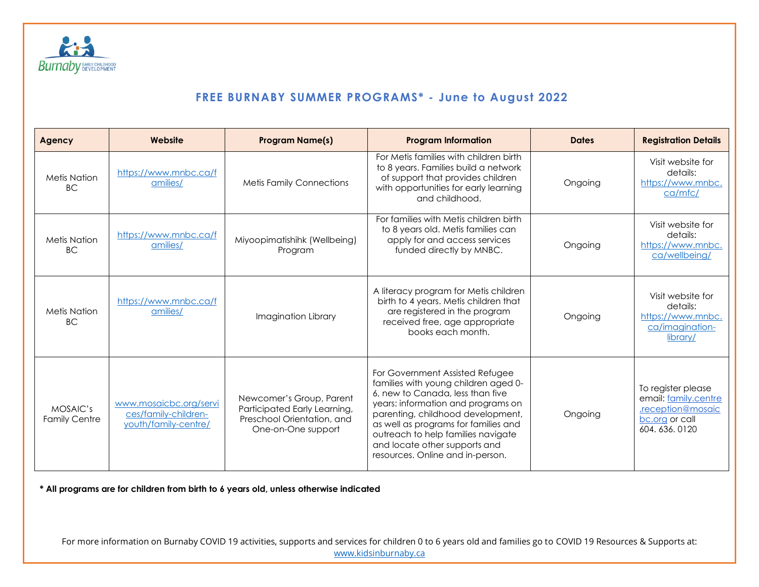## FREE BURNABY SUMMER PROGRAMS* - June to August 2022

| Agency | Website | Program Name(s) | Program Information | Dates | Registration Details |
|---|---|---|---|---|---|
| Metis Nation BC | https://www.mnbc.ca/families/ | Metis Family Connections | For Metis families with children birth to 8 years. Families build a network of support that provides children with opportunities for early learning and childhood. | Ongoing | Visit website for details: https://www.mnbc.ca/mfc/ |
| Metis Nation BC | https://www.mnbc.ca/families/ | Miyoopimatishihk (Wellbeing) Program | For families with Metis children birth to 8 years old. Metis families can apply for and access services funded directly by MNBC. | Ongoing | Visit website for details: https://www.mnbc.ca/wellbeing/ |
| Metis Nation BC | https://www.mnbc.ca/families/ | Imagination Library | A literacy program for Metis children birth to 4 years. Metis children that are registered in the program received free, age appropriate books each month. | Ongoing | Visit website for details: https://www.mnbc.ca/imagination-library/ |
| MOSAIC's Family Centre | www.mosaicbc.org/services/family-children-youth/family-centre/ | Newcomer's Group, Parent Participated Early Learning, Preschool Orientation, and One-on-One support | For Government Assisted Refugee families with young children aged 0-6, new to Canada, less than five years: information and programs on parenting, childhood development, as well as programs for families and outreach to help families navigate and locate other supports and resources. Online and in-person. | Ongoing | To register please email: family.centre.reception@mosaicbc.org or call 604. 636. 0120 |

**\* All programs are for children from birth to 6 years old, unless otherwise indicated**

For more information on Burnaby COVID 19 activities, supports and services for children 0 to 6 years old and families go to COVID 19 Resources & Supports at: www.kidsinburnaby.ca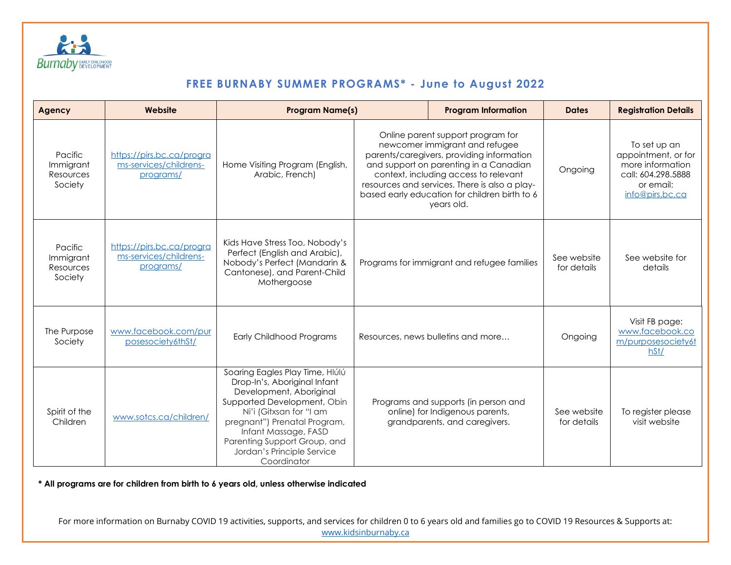## FREE BURNABY SUMMER PROGRAMS* - June to August 2022

| Agency | Website | Program Name(s) | Program Information | Dates | Registration Details |
|---|---|---|---|---|---|
| Pacific Immigrant Resources Society | https://pirs.bc.ca/programs-services/childrens-programs/ | Home Visiting Program (English, Arabic, French) | Online parent support program for newcomer immigrant and refugee parents/caregivers, providing information and support on parenting in a Canadian context, including access to relevant resources and services. There is also a play-based early education for children birth to 6 years old. | Ongoing | To set up an appointment, or for more information call: 604.298.5888 or email: info@pirs.bc.ca |
| Pacific Immigrant Resources Society | https://pirs.bc.ca/programs-services/childrens-programs/ | Kids Have Stress Too, Nobody's Perfect (English and Arabic), Nobody's Perfect (Mandarin & Cantonese), and Parent-Child Mothergoose | Programs for immigrant and refugee families | See website for details | See website for details |
| The Purpose Society | www.facebook.com/purposesociety6thSt/ | Early Childhood Programs | Resources, news bulletins and more… | Ongoing | Visit FB page: www.facebook.com/purposesociety6thSt/ |
| Spirit of the Children | www.sotcs.ca/children/ | Soaring Eagles Play Time, Hlúlú Drop-In's, Aboriginal Infant Development, Aboriginal Supported Development, Obin Ni'i (Gitxsan for "I am pregnant") Prenatal Program, Infant Massage, FASD Parenting Support Group, and Jordan's Principle Service Coordinator | Programs and supports (in person and online) for Indigenous parents, grandparents, and caregivers. | See website for details | To register please visit website |

**\* All programs are for children from birth to 6 years old, unless otherwise indicated**

For more information on Burnaby COVID 19 activities, supports, and services for children 0 to 6 years old and families go to COVID 19 Resources & Supports at: www.kidsinburnaby.ca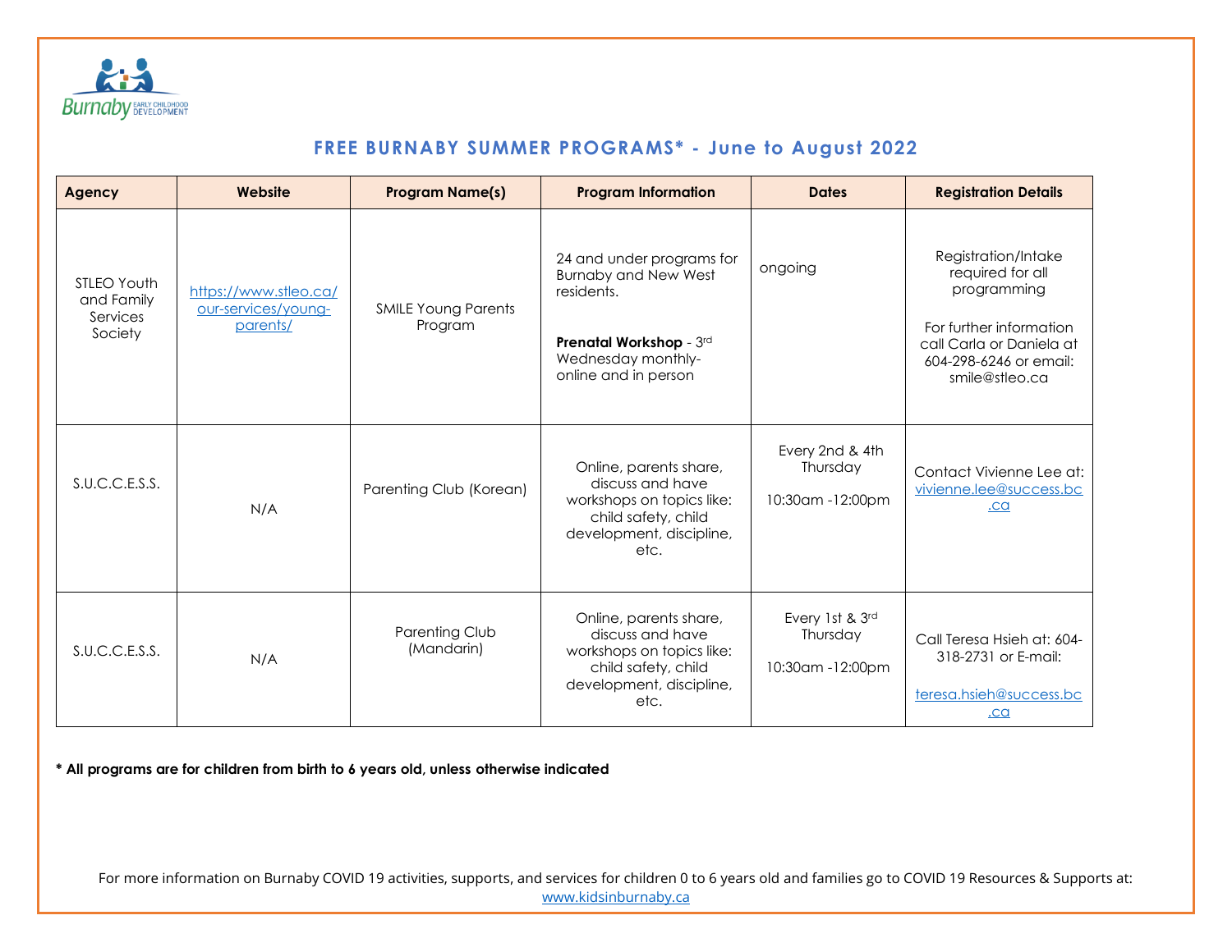## FREE BURNABY SUMMER PROGRAMS* - June to August 2022

| Agency | Website | Program Name(s) | Program Information | Dates | Registration Details |
|---|---|---|---|---|---|
| STLEO Youth and Family Services Society | https://www.stleo.ca/our-services/young-parents/ | SMILE Young Parents Program | 24 and under programs for Burnaby and New West residents. **Prenatal Workshop** - 3rd Wednesday monthly- online and in person | ongoing | Registration/Intake required for all programming For further information call Carla or Daniela at 604-298-6246 or email: smile@stleo.ca |
| S.U.C.C.E.S.S. | N/A | Parenting Club (Korean) | Online, parents share, discuss and have workshops on topics like: child safety, child development, discipline, etc. | Every 2nd & 4th Thursday 10:30am -12:00pm | Contact Vivienne Lee at: vivienne.lee@success.bc.ca |
| S.U.C.C.E.S.S. | N/A | Parenting Club (Mandarin) | Online, parents share, discuss and have workshops on topics like: child safety, child development, discipline, etc. | Every 1st & 3rd Thursday 10:30am -12:00pm | Call Teresa Hsieh at: 604-318-2731 or E-mail: teresa.hsieh@success.bc.ca |

**\* All programs are for children from birth to 6 years old, unless otherwise indicated**

For more information on Burnaby COVID 19 activities, supports, and services for children 0 to 6 years old and families go to COVID 19 Resources & Supports at: www.kidsinburnaby.ca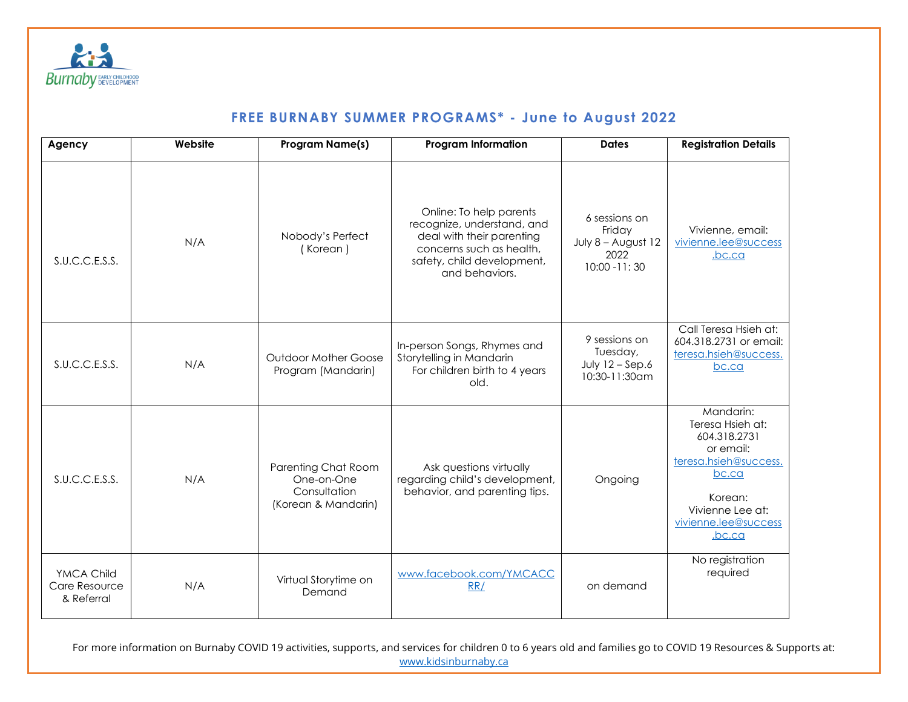## FREE BURNABY SUMMER PROGRAMS* - June to August 2022

| Agency | Website | Program Name(s) | Program Information | Dates | Registration Details |
|---|---|---|---|---|---|
| S.U.C.C.E.S.S. | N/A | Nobody's Perfect ( Korean ) | Online: To help parents recognize, understand, and deal with their parenting concerns such as health, safety, child development, and behaviors. | 6 sessions on Friday July 8 – August 12 2022 10:00 -11: 30 | Vivienne, email: vivienne.lee@success.bc.ca |
| S.U.C.C.E.S.S. | N/A | Outdoor Mother Goose Program (Mandarin) | In-person Songs, Rhymes and Storytelling in Mandarin For children birth to 4 years old. | 9 sessions on Tuesday, July 12 – Sep.6 10:30-11:30am | Call Teresa Hsieh at: 604.318.2731 or email: teresa.hsieh@success.bc.ca |
| S.U.C.C.E.S.S. | N/A | Parenting Chat Room One-on-One Consultation (Korean & Mandarin) | Ask questions virtually regarding child's development, behavior, and parenting tips. | Ongoing | Mandarin: Teresa Hsieh at: 604.318.2731 or email: teresa.hsieh@success.bc.ca Korean: Vivienne Lee at: vivienne.lee@success.bc.ca |
| YMCA Child Care Resource & Referral | N/A | Virtual Storytime on Demand | www.facebook.com/YMCACCRR/ | on demand | No registration required |

For more information on Burnaby COVID 19 activities, supports, and services for children 0 to 6 years old and families go to COVID 19 Resources & Supports at: www.kidsinburnaby.ca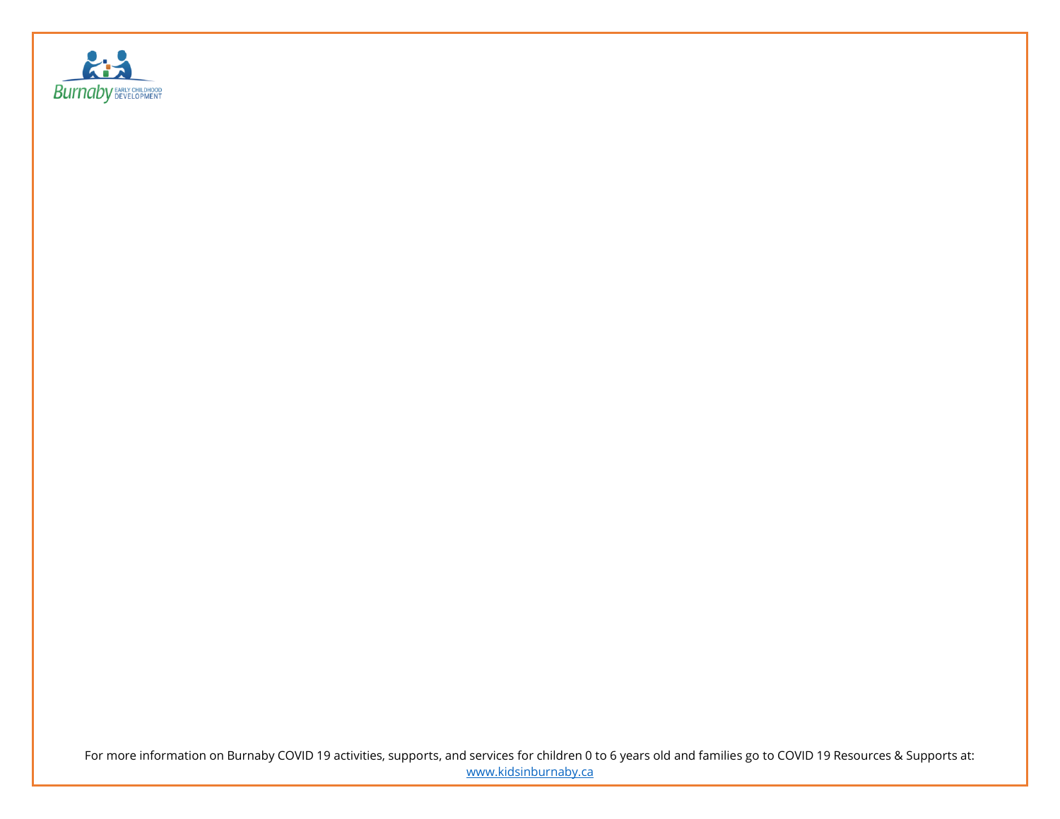For more information on Burnaby COVID 19 activities, supports, and services for children 0 to 6 years old and families go to COVID 19 Resources & Supports at: www.kidsinburnaby.ca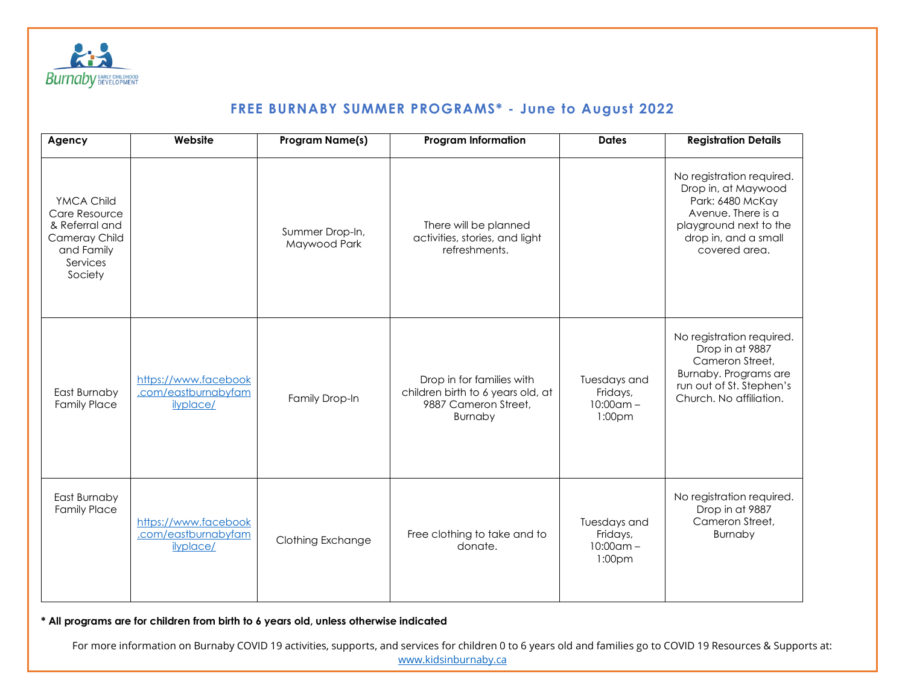## FREE BURNABY SUMMER PROGRAMS* - June to August 2022

| Agency | Website | Program Name(s) | Program Information | Dates | Registration Details |
|---|---|---|---|---|---|
| YMCA Child Care Resource & Referral and Cameray Child and Family Services Society | | Summer Drop-In, Maywood Park | There will be planned activities, stories, and light refreshments. | | No registration required. Drop in, at Maywood Park: 6480 McKay Avenue. There is a playground next to the drop in, and a small covered area. |
| East Burnaby Family Place | https://www.facebook.com/eastburnabyfamilyplace/ | Family Drop-In | Drop in for families with children birth to 6 years old, at 9887 Cameron Street, Burnaby | Tuesdays and Fridays, 10:00am – 1:00pm | No registration required. Drop in at 9887 Cameron Street, Burnaby. Programs are run out of St. Stephen's Church. No affiliation. |
| East Burnaby Family Place | https://www.facebook.com/eastburnabyfamilyplace/ | Clothing Exchange | Free clothing to take and to donate. | Tuesdays and Fridays, 10:00am – 1:00pm | No registration required. Drop in at 9887 Cameron Street, Burnaby |

**\* All programs are for children from birth to 6 years old, unless otherwise indicated**

For more information on Burnaby COVID 19 activities, supports, and services for children 0 to 6 years old and families go to COVID 19 Resources & Supports at: www.kidsinburnaby.ca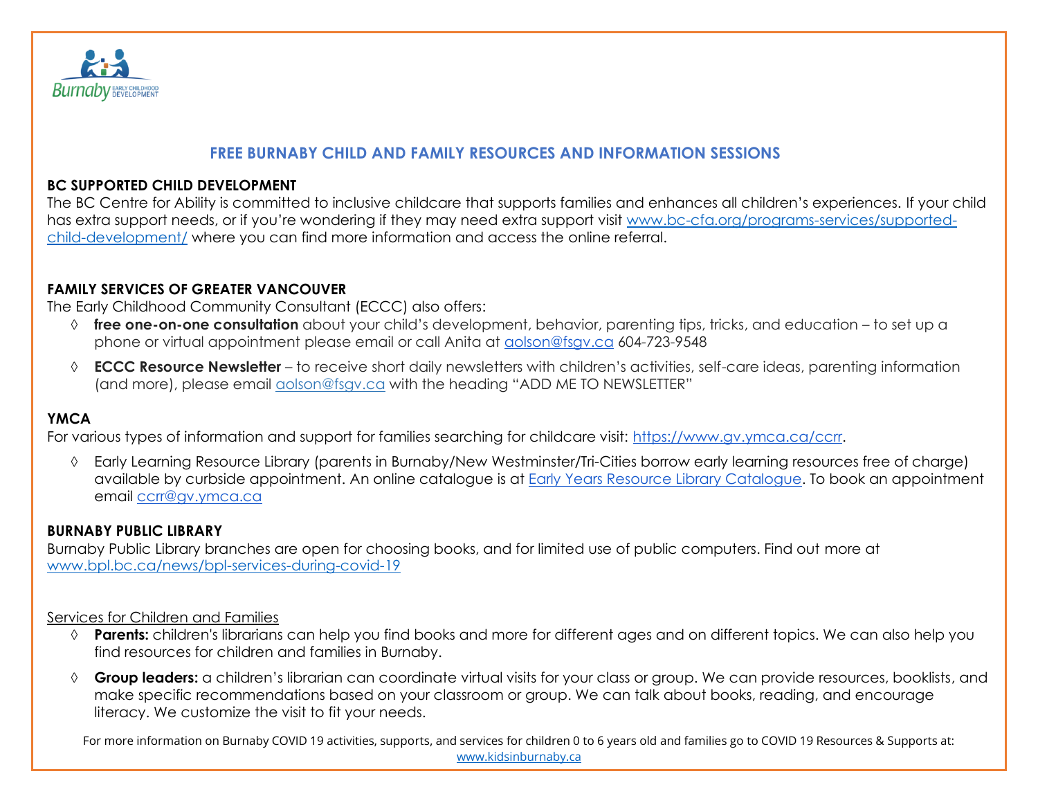## FREE BURNABY CHILD AND FAMILY RESOURCES AND INFORMATION SESSIONS

**BC SUPPORTED CHILD DEVELOPMENT**

The BC Centre for Ability is committed to inclusive childcare that supports families and enhances all children's experiences. If your child has extra support needs, or if you're wondering if they may need extra support visit www.bc-cfa.org/programs-services/supported-child-development/ where you can find more information and access the online referral.

**FAMILY SERVICES OF GREATER VANCOUVER**

The Early Childhood Community Consultant (ECCC) also offers:

- **free one-on-one consultation** about your child's development, behavior, parenting tips, tricks, and education – to set up a phone or virtual appointment please email or call Anita at aolson@fsgv.ca 604-723-9548
- **ECCC Resource Newsletter** – to receive short daily newsletters with children's activities, self-care ideas, parenting information (and more), please email aolson@fsgv.ca with the heading "ADD ME TO NEWSLETTER"

**YMCA**

For various types of information and support for families searching for childcare visit: https://www.gv.ymca.ca/ccrr.

- Early Learning Resource Library (parents in Burnaby/New Westminster/Tri-Cities borrow early learning resources free of charge) available by curbside appointment. An online catalogue is at Early Years Resource Library Catalogue. To book an appointment email ccrr@gv.ymca.ca

**BURNABY PUBLIC LIBRARY**

Burnaby Public Library branches are open for choosing books, and for limited use of public computers. Find out more at www.bpl.bc.ca/news/bpl-services-during-covid-19

Services for Children and Families

- **Parents:** children's librarians can help you find books and more for different ages and on different topics. We can also help you find resources for children and families in Burnaby.
- **Group leaders:** a children's librarian can coordinate virtual visits for your class or group. We can provide resources, booklists, and make specific recommendations based on your classroom or group. We can talk about books, reading, and encourage literacy. We customize the visit to fit your needs.

For more information on Burnaby COVID 19 activities, supports, and services for children 0 to 6 years old and families go to COVID 19 Resources & Supports at: www.kidsinburnaby.ca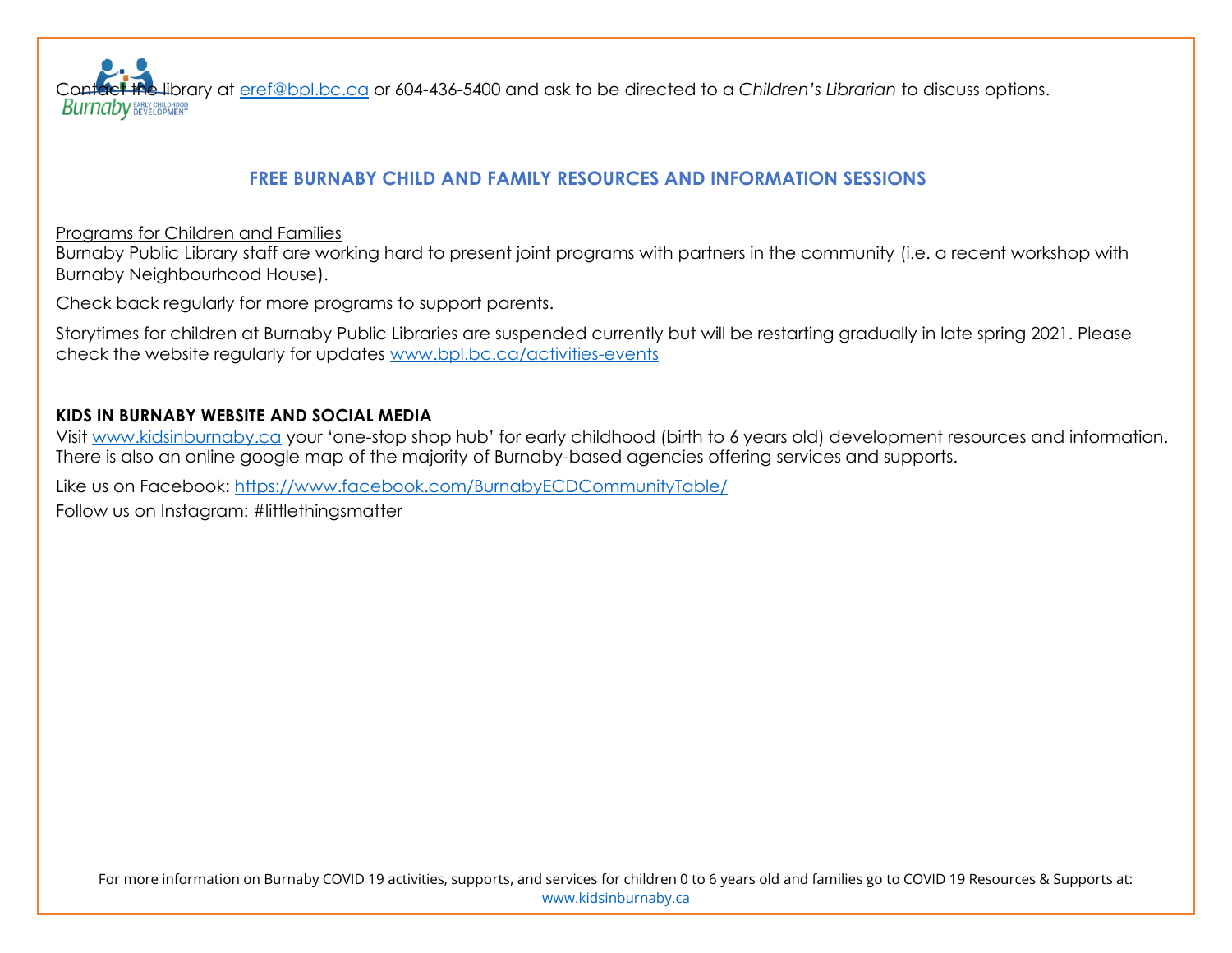Contact the library at eref@bpl.bc.ca or 604-436-5400 and ask to be directed to a *Children's Librarian* to discuss options.

## FREE BURNABY CHILD AND FAMILY RESOURCES AND INFORMATION SESSIONS

Programs for Children and Families

Burnaby Public Library staff are working hard to present joint programs with partners in the community (i.e. a recent workshop with Burnaby Neighbourhood House).

Check back regularly for more programs to support parents.

Storytimes for children at Burnaby Public Libraries are suspended currently but will be restarting gradually in late spring 2021. Please check the website regularly for updates www.bpl.bc.ca/activities-events

**KIDS IN BURNABY WEBSITE AND SOCIAL MEDIA**

Visit www.kidsinburnaby.ca your 'one-stop shop hub' for early childhood (birth to 6 years old) development resources and information. There is also an online google map of the majority of Burnaby-based agencies offering services and supports.

Like us on Facebook: https://www.facebook.com/BurnabyECDCommunityTable/

Follow us on Instagram: #littlethingsmatter

For more information on Burnaby COVID 19 activities, supports, and services for children 0 to 6 years old and families go to COVID 19 Resources & Supports at: www.kidsinburnaby.ca